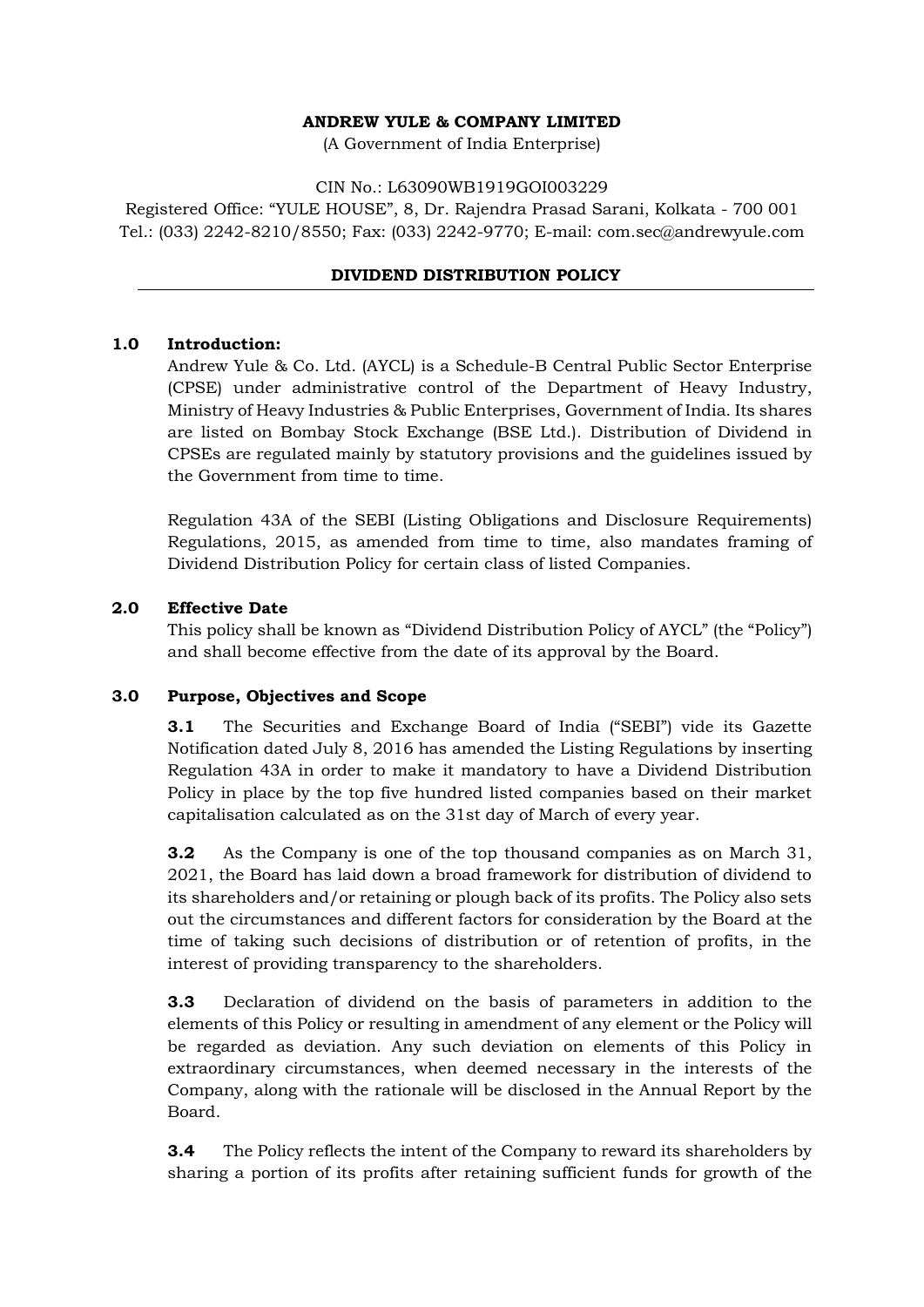**ANDREW YULE & COMPANY LIMITED**

(A Government of India Enterprise)

CIN No.: L63090WB1919GOI003229

Registered Office: "YULE HOUSE", 8, Dr. Rajendra Prasad Sarani, Kolkata - 700 001

Tel.: (033) 2242-8210/8550; Fax: (033) 2242-9770; E-mail: com.sec@andrewyule.com

**DIVIDEND DISTRIBUTION POLICY**

---

## 1.0 Introduction:

Andrew Yule & Co. Ltd. (AYCL) is a Schedule-B Central Public Sector Enterprise (CPSE) under administrative control of the Department of Heavy Industry, Ministry of Heavy Industries & Public Enterprises, Government of India. Its shares are listed on Bombay Stock Exchange (BSE Ltd.). Distribution of Dividend in CPSEs are regulated mainly by statutory provisions and the guidelines issued by the Government from time to time.

Regulation 43A of the SEBI (Listing Obligations and Disclosure Requirements) Regulations, 2015, as amended from time to time, also mandates framing of Dividend Distribution Policy for certain class of listed Companies.

## 2.0 Effective Date

This policy shall be known as "Dividend Distribution Policy of AYCL" (the "Policy") and shall become effective from the date of its approval by the Board.

## 3.0 Purpose, Objectives and Scope

**3.1** The Securities and Exchange Board of India ("SEBI") vide its Gazette Notification dated July 8, 2016 has amended the Listing Regulations by inserting Regulation 43A in order to make it mandatory to have a Dividend Distribution Policy in place by the top five hundred listed companies based on their market capitalisation calculated as on the 31st day of March of every year.

**3.2** As the Company is one of the top thousand companies as on March 31, 2021, the Board has laid down a broad framework for distribution of dividend to its shareholders and/or retaining or plough back of its profits. The Policy also sets out the circumstances and different factors for consideration by the Board at the time of taking such decisions of distribution or of retention of profits, in the interest of providing transparency to the shareholders.

**3.3** Declaration of dividend on the basis of parameters in addition to the elements of this Policy or resulting in amendment of any element or the Policy will be regarded as deviation. Any such deviation on elements of this Policy in extraordinary circumstances, when deemed necessary in the interests of the Company, along with the rationale will be disclosed in the Annual Report by the Board.

**3.4** The Policy reflects the intent of the Company to reward its shareholders by sharing a portion of its profits after retaining sufficient funds for growth of the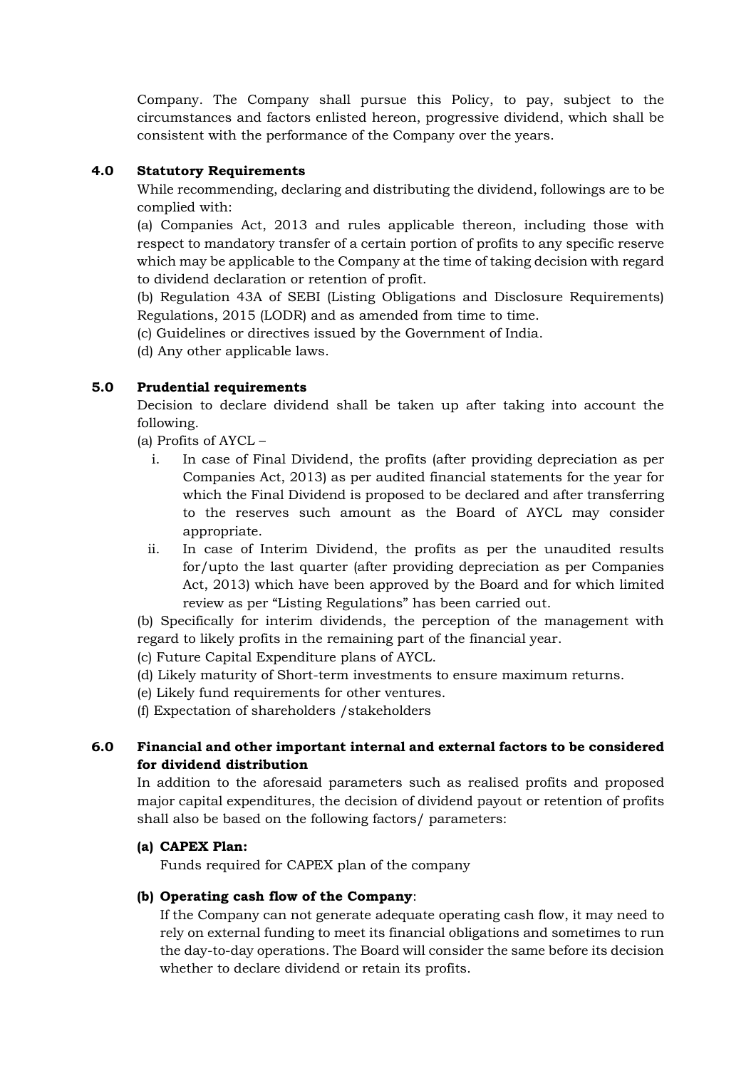Company. The Company shall pursue this Policy, to pay, subject to the circumstances and factors enlisted hereon, progressive dividend, which shall be consistent with the performance of the Company over the years.

## 4.0 Statutory Requirements

While recommending, declaring and distributing the dividend, followings are to be complied with:

(a) Companies Act, 2013 and rules applicable thereon, including those with respect to mandatory transfer of a certain portion of profits to any specific reserve which may be applicable to the Company at the time of taking decision with regard to dividend declaration or retention of profit.

(b) Regulation 43A of SEBI (Listing Obligations and Disclosure Requirements) Regulations, 2015 (LODR) and as amended from time to time.

(c) Guidelines or directives issued by the Government of India.

(d) Any other applicable laws.

## 5.0 Prudential requirements

Decision to declare dividend shall be taken up after taking into account the following.

(a) Profits of AYCL –

i. In case of Final Dividend, the profits (after providing depreciation as per Companies Act, 2013) as per audited financial statements for the year for which the Final Dividend is proposed to be declared and after transferring to the reserves such amount as the Board of AYCL may consider appropriate.

ii. In case of Interim Dividend, the profits as per the unaudited results for/upto the last quarter (after providing depreciation as per Companies Act, 2013) which have been approved by the Board and for which limited review as per "Listing Regulations" has been carried out.

(b) Specifically for interim dividends, the perception of the management with regard to likely profits in the remaining part of the financial year.

(c) Future Capital Expenditure plans of AYCL.

(d) Likely maturity of Short-term investments to ensure maximum returns.

(e) Likely fund requirements for other ventures.

(f) Expectation of shareholders /stakeholders

## 6.0 Financial and other important internal and external factors to be considered for dividend distribution

In addition to the aforesaid parameters such as realised profits and proposed major capital expenditures, the decision of dividend payout or retention of profits shall also be based on the following factors/ parameters:

**(a) CAPEX Plan:**

Funds required for CAPEX plan of the company

**(b) Operating cash flow of the Company**:

If the Company can not generate adequate operating cash flow, it may need to rely on external funding to meet its financial obligations and sometimes to run the day-to-day operations. The Board will consider the same before its decision whether to declare dividend or retain its profits.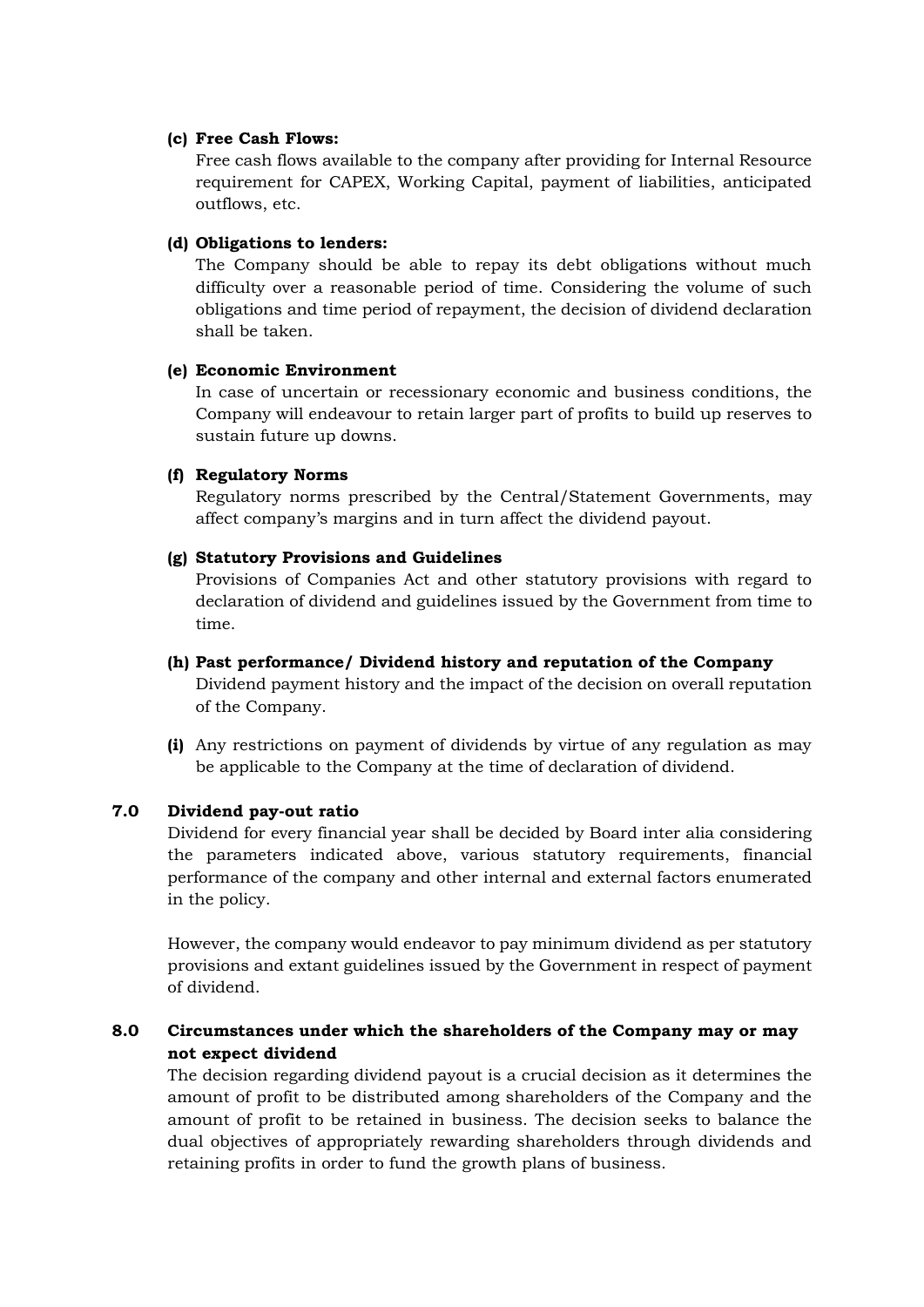**(c) Free Cash Flows:**

Free cash flows available to the company after providing for Internal Resource requirement for CAPEX, Working Capital, payment of liabilities, anticipated outflows, etc.

**(d) Obligations to lenders:**

The Company should be able to repay its debt obligations without much difficulty over a reasonable period of time. Considering the volume of such obligations and time period of repayment, the decision of dividend declaration shall be taken.

**(e) Economic Environment**

In case of uncertain or recessionary economic and business conditions, the Company will endeavour to retain larger part of profits to build up reserves to sustain future up downs.

**(f) Regulatory Norms**

Regulatory norms prescribed by the Central/Statement Governments, may affect company's margins and in turn affect the dividend payout.

**(g) Statutory Provisions and Guidelines**

Provisions of Companies Act and other statutory provisions with regard to declaration of dividend and guidelines issued by the Government from time to time.

**(h) Past performance/ Dividend history and reputation of the Company**

Dividend payment history and the impact of the decision on overall reputation of the Company.

**(i)** Any restrictions on payment of dividends by virtue of any regulation as may be applicable to the Company at the time of declaration of dividend.

## 7.0 Dividend pay-out ratio

Dividend for every financial year shall be decided by Board inter alia considering the parameters indicated above, various statutory requirements, financial performance of the company and other internal and external factors enumerated in the policy.

However, the company would endeavor to pay minimum dividend as per statutory provisions and extant guidelines issued by the Government in respect of payment of dividend.

## 8.0 Circumstances under which the shareholders of the Company may or may not expect dividend

The decision regarding dividend payout is a crucial decision as it determines the amount of profit to be distributed among shareholders of the Company and the amount of profit to be retained in business. The decision seeks to balance the dual objectives of appropriately rewarding shareholders through dividends and retaining profits in order to fund the growth plans of business.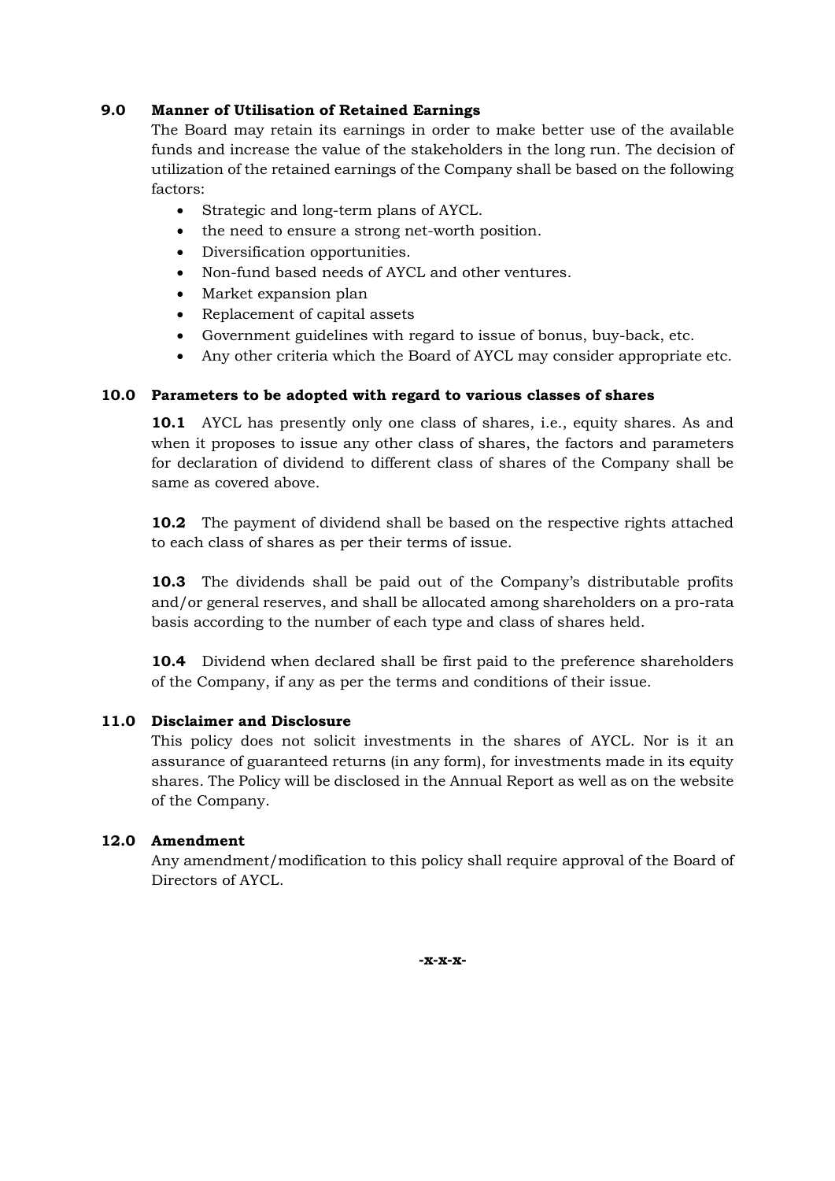## 9.0 Manner of Utilisation of Retained Earnings

The Board may retain its earnings in order to make better use of the available funds and increase the value of the stakeholders in the long run. The decision of utilization of the retained earnings of the Company shall be based on the following factors:

- Strategic and long-term plans of AYCL.
- the need to ensure a strong net-worth position.
- Diversification opportunities.
- Non-fund based needs of AYCL and other ventures.
- Market expansion plan
- Replacement of capital assets
- Government guidelines with regard to issue of bonus, buy-back, etc.
- Any other criteria which the Board of AYCL may consider appropriate etc.

## 10.0 Parameters to be adopted with regard to various classes of shares

**10.1** AYCL has presently only one class of shares, i.e., equity shares. As and when it proposes to issue any other class of shares, the factors and parameters for declaration of dividend to different class of shares of the Company shall be same as covered above.

**10.2** The payment of dividend shall be based on the respective rights attached to each class of shares as per their terms of issue.

**10.3** The dividends shall be paid out of the Company's distributable profits and/or general reserves, and shall be allocated among shareholders on a pro-rata basis according to the number of each type and class of shares held.

**10.4** Dividend when declared shall be first paid to the preference shareholders of the Company, if any as per the terms and conditions of their issue.

## 11.0 Disclaimer and Disclosure

This policy does not solicit investments in the shares of AYCL. Nor is it an assurance of guaranteed returns (in any form), for investments made in its equity shares. The Policy will be disclosed in the Annual Report as well as on the website of the Company.

## 12.0 Amendment

Any amendment/modification to this policy shall require approval of the Board of Directors of AYCL.

**-x-x-x-**